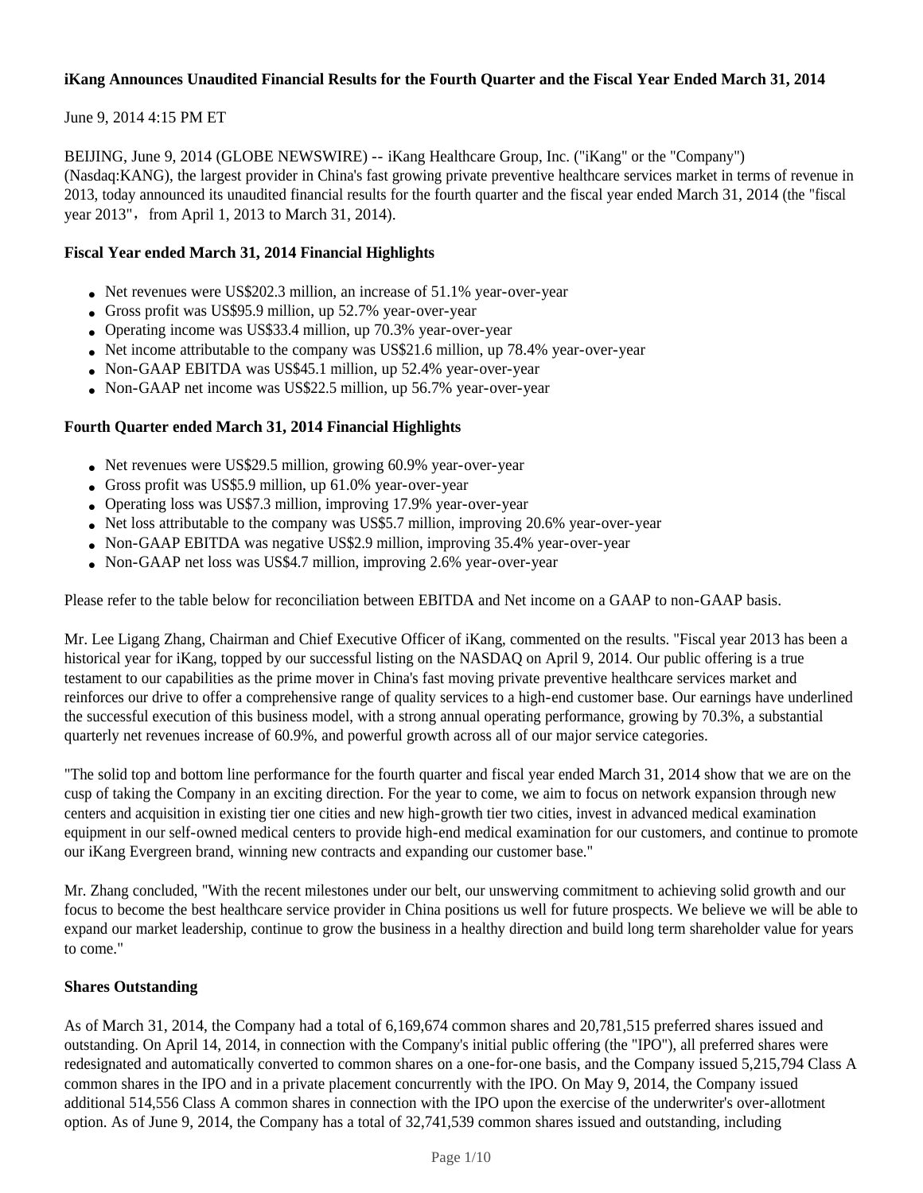**iKang Announces Unaudited Financial Results for the Fourth Quarter and the Fiscal Year Ended March 31, 2014**

June 9, 2014 4:15 PM ET

BEIJING, June 9, 2014 (GLOBE NEWSWIRE) -- iKang Healthcare Group, Inc. ("iKang" or the "Company") (Nasdaq:KANG), the largest provider in China's fast growing private preventive healthcare services market in terms of revenue in 2013, today announced its unaudited financial results for the fourth quarter and the fiscal year ended March 31, 2014 (the "fiscal year 2013"， from April 1, 2013 to March 31, 2014).

**Fiscal Year ended March 31, 2014 Financial Highlights**

- Net revenues were US$202.3 million, an increase of 51.1% year-over-year
- Gross profit was US$95.9 million, up 52.7% year-over-year
- Operating income was US$33.4 million, up 70.3% year-over-year
- Net income attributable to the company was US$21.6 million, up 78.4% year-over-year
- Non-GAAP EBITDA was US$45.1 million, up 52.4% year-over-year
- Non-GAAP net income was US$22.5 million, up 56.7% year-over-year

**Fourth Quarter ended March 31, 2014 Financial Highlights**

- Net revenues were US$29.5 million, growing 60.9% year-over-year
- Gross profit was US$5.9 million, up 61.0% year-over-year
- Operating loss was US$7.3 million, improving 17.9% year-over-year
- Net loss attributable to the company was US$5.7 million, improving 20.6% year-over-year
- Non-GAAP EBITDA was negative US$2.9 million, improving 35.4% year-over-year
- Non-GAAP net loss was US$4.7 million, improving 2.6% year-over-year

Please refer to the table below for reconciliation between EBITDA and Net income on a GAAP to non-GAAP basis.

Mr. Lee Ligang Zhang, Chairman and Chief Executive Officer of iKang, commented on the results. "Fiscal year 2013 has been a historical year for iKang, topped by our successful listing on the NASDAQ on April 9, 2014. Our public offering is a true testament to our capabilities as the prime mover in China's fast moving private preventive healthcare services market and reinforces our drive to offer a comprehensive range of quality services to a high-end customer base. Our earnings have underlined the successful execution of this business model, with a strong annual operating performance, growing by 70.3%, a substantial quarterly net revenues increase of 60.9%, and powerful growth across all of our major service categories.

"The solid top and bottom line performance for the fourth quarter and fiscal year ended March 31, 2014 show that we are on the cusp of taking the Company in an exciting direction. For the year to come, we aim to focus on network expansion through new centers and acquisition in existing tier one cities and new high-growth tier two cities, invest in advanced medical examination equipment in our self-owned medical centers to provide high-end medical examination for our customers, and continue to promote our iKang Evergreen brand, winning new contracts and expanding our customer base."

Mr. Zhang concluded, "With the recent milestones under our belt, our unswerving commitment to achieving solid growth and our focus to become the best healthcare service provider in China positions us well for future prospects. We believe we will be able to expand our market leadership, continue to grow the business in a healthy direction and build long term shareholder value for years to come."

**Shares Outstanding**

As of March 31, 2014, the Company had a total of 6,169,674 common shares and 20,781,515 preferred shares issued and outstanding. On April 14, 2014, in connection with the Company's initial public offering (the "IPO"), all preferred shares were redesignated and automatically converted to common shares on a one-for-one basis, and the Company issued 5,215,794 Class A common shares in the IPO and in a private placement concurrently with the IPO. On May 9, 2014, the Company issued additional 514,556 Class A common shares in connection with the IPO upon the exercise of the underwriter's over-allotment option. As of June 9, 2014, the Company has a total of 32,741,539 common shares issued and outstanding, including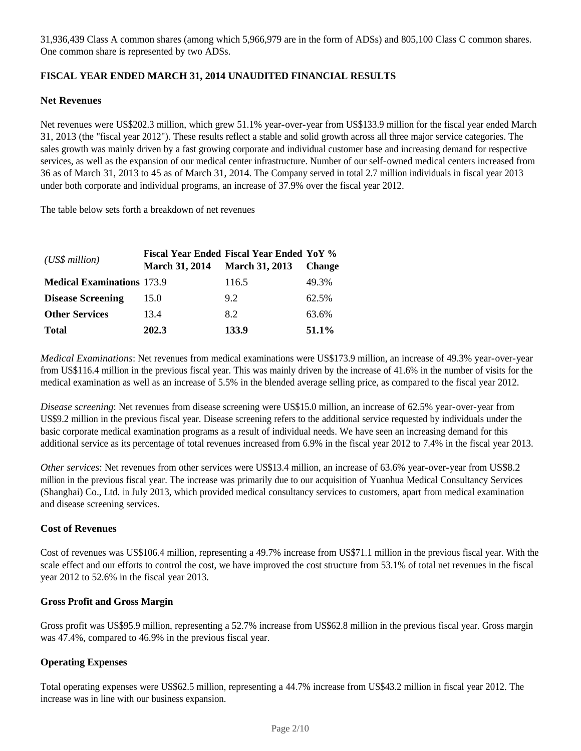31,936,439 Class A common shares (among which 5,966,979 are in the form of ADSs) and 805,100 Class C common shares. One common share is represented by two ADSs.

**FISCAL YEAR ENDED MARCH 31, 2014 UNAUDITED FINANCIAL RESULTS**

**Net Revenues**

Net revenues were US$202.3 million, which grew 51.1% year-over-year from US$133.9 million for the fiscal year ended March 31, 2013 (the "fiscal year 2012"). These results reflect a stable and solid growth across all three major service categories. The sales growth was mainly driven by a fast growing corporate and individual customer base and increasing demand for respective services, as well as the expansion of our medical center infrastructure. Number of our self-owned medical centers increased from 36 as of March 31, 2013 to 45 as of March 31, 2014. The Company served in total 2.7 million individuals in fiscal year 2013 under both corporate and individual programs, an increase of 37.9% over the fiscal year 2012.

The table below sets forth a breakdown of net revenues

| *(US$ million)* | **Fiscal Year Ended March 31, 2014** | **Fiscal Year Ended March 31, 2013** | **YoY % Change** |
|---|---|---|---|
| **Medical Examinations** | 173.9 | 116.5 | 49.3% |
| **Disease Screening** | 15.0 | 9.2 | 62.5% |
| **Other Services** | 13.4 | 8.2 | 63.6% |
| **Total** | **202.3** | **133.9** | **51.1%** |

*Medical Examinations*: Net revenues from medical examinations were US$173.9 million, an increase of 49.3% year-over-year from US$116.4 million in the previous fiscal year. This was mainly driven by the increase of 41.6% in the number of visits for the medical examination as well as an increase of 5.5% in the blended average selling price, as compared to the fiscal year 2012.

*Disease screening*: Net revenues from disease screening were US$15.0 million, an increase of 62.5% year-over-year from US$9.2 million in the previous fiscal year. Disease screening refers to the additional service requested by individuals under the basic corporate medical examination programs as a result of individual needs. We have seen an increasing demand for this additional service as its percentage of total revenues increased from 6.9% in the fiscal year 2012 to 7.4% in the fiscal year 2013.

*Other services*: Net revenues from other services were US$13.4 million, an increase of 63.6% year-over-year from US$8.2 million in the previous fiscal year. The increase was primarily due to our acquisition of Yuanhua Medical Consultancy Services (Shanghai) Co., Ltd. in July 2013, which provided medical consultancy services to customers, apart from medical examination and disease screening services.

**Cost of Revenues**

Cost of revenues was US$106.4 million, representing a 49.7% increase from US$71.1 million in the previous fiscal year. With the scale effect and our efforts to control the cost, we have improved the cost structure from 53.1% of total net revenues in the fiscal year 2012 to 52.6% in the fiscal year 2013.

**Gross Profit and Gross Margin**

Gross profit was US$95.9 million, representing a 52.7% increase from US$62.8 million in the previous fiscal year. Gross margin was 47.4%, compared to 46.9% in the previous fiscal year.

**Operating Expenses**

Total operating expenses were US$62.5 million, representing a 44.7% increase from US$43.2 million in fiscal year 2012. The increase was in line with our business expansion.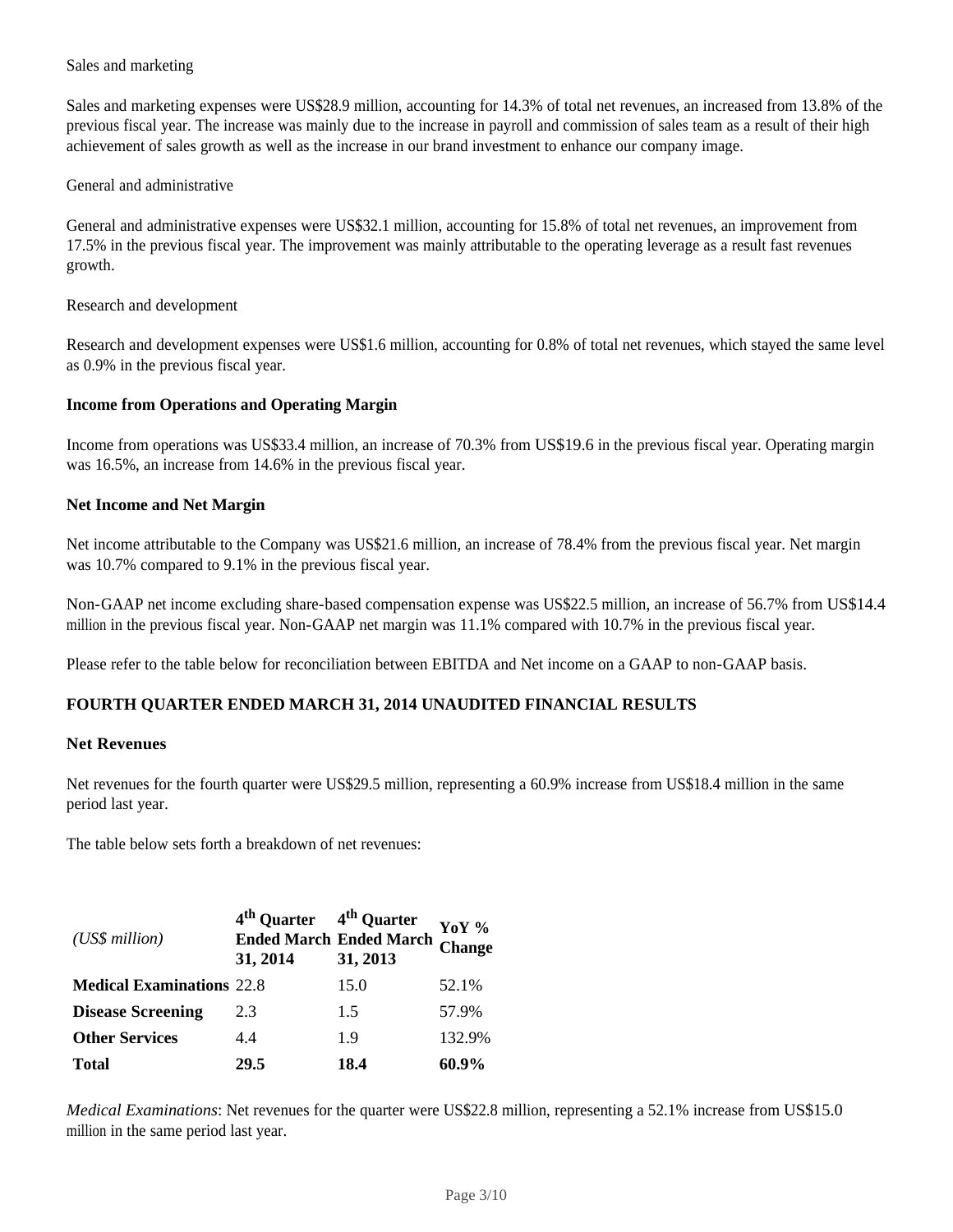Sales and marketing

Sales and marketing expenses were US$28.9 million, accounting for 14.3% of total net revenues, an increased from 13.8% of the previous fiscal year. The increase was mainly due to the increase in payroll and commission of sales team as a result of their high achievement of sales growth as well as the increase in our brand investment to enhance our company image.

General and administrative

General and administrative expenses were US$32.1 million, accounting for 15.8% of total net revenues, an improvement from 17.5% in the previous fiscal year. The improvement was mainly attributable to the operating leverage as a result fast revenues growth.

Research and development

Research and development expenses were US$1.6 million, accounting for 0.8% of total net revenues, which stayed the same level as 0.9% in the previous fiscal year.

**Income from Operations and Operating Margin**

Income from operations was US$33.4 million, an increase of 70.3% from US$19.6 in the previous fiscal year. Operating margin was 16.5%, an increase from 14.6% in the previous fiscal year.

**Net Income and Net Margin**

Net income attributable to the Company was US$21.6 million, an increase of 78.4% from the previous fiscal year. Net margin was 10.7% compared to 9.1% in the previous fiscal year.

Non-GAAP net income excluding share-based compensation expense was US$22.5 million, an increase of 56.7% from US$14.4 million in the previous fiscal year. Non-GAAP net margin was 11.1% compared with 10.7% in the previous fiscal year.

Please refer to the table below for reconciliation between EBITDA and Net income on a GAAP to non-GAAP basis.

**FOURTH QUARTER ENDED MARCH 31, 2014 UNAUDITED FINANCIAL RESULTS**

**Net Revenues**

Net revenues for the fourth quarter were US$29.5 million, representing a 60.9% increase from US$18.4 million in the same period last year.

The table below sets forth a breakdown of net revenues:

| *(US$ million)* | **4th Quarter Ended March 31, 2014** | **4th Quarter Ended March 31, 2013** | **YoY % Change** |
|---|---|---|---|
| **Medical Examinations** | 22.8 | 15.0 | 52.1% |
| **Disease Screening** | 2.3 | 1.5 | 57.9% |
| **Other Services** | 4.4 | 1.9 | 132.9% |
| **Total** | **29.5** | **18.4** | **60.9%** |

*Medical Examinations*: Net revenues for the quarter were US$22.8 million, representing a 52.1% increase from US$15.0 million in the same period last year.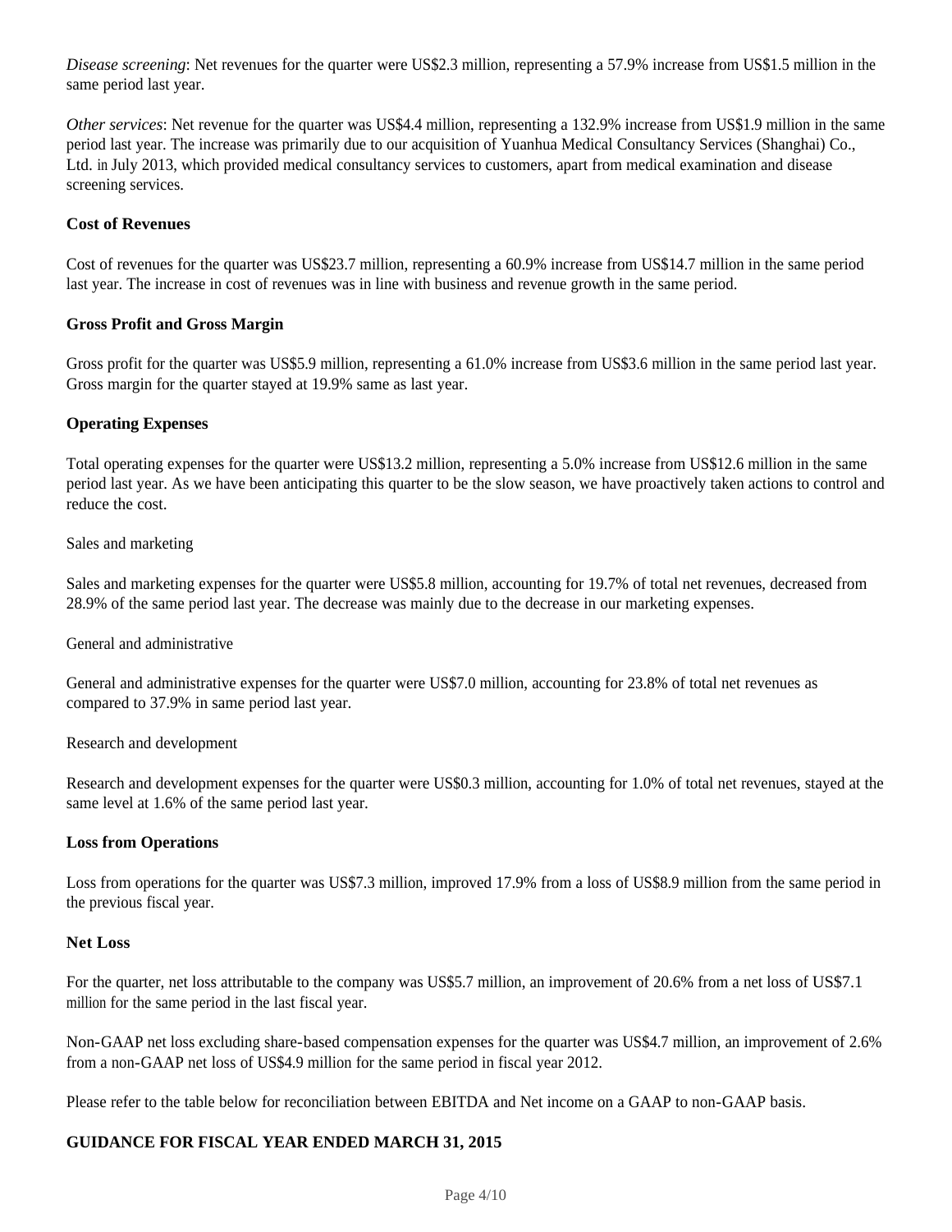*Disease screening*: Net revenues for the quarter were US$2.3 million, representing a 57.9% increase from US$1.5 million in the same period last year.

*Other services*: Net revenue for the quarter was US$4.4 million, representing a 132.9% increase from US$1.9 million in the same period last year. The increase was primarily due to our acquisition of Yuanhua Medical Consultancy Services (Shanghai) Co., Ltd. in July 2013, which provided medical consultancy services to customers, apart from medical examination and disease screening services.

**Cost of Revenues**

Cost of revenues for the quarter was US$23.7 million, representing a 60.9% increase from US$14.7 million in the same period last year. The increase in cost of revenues was in line with business and revenue growth in the same period.

**Gross Profit and Gross Margin**

Gross profit for the quarter was US$5.9 million, representing a 61.0% increase from US$3.6 million in the same period last year. Gross margin for the quarter stayed at 19.9% same as last year.

**Operating Expenses**

Total operating expenses for the quarter were US$13.2 million, representing a 5.0% increase from US$12.6 million in the same period last year. As we have been anticipating this quarter to be the slow season, we have proactively taken actions to control and reduce the cost.

Sales and marketing

Sales and marketing expenses for the quarter were US$5.8 million, accounting for 19.7% of total net revenues, decreased from 28.9% of the same period last year. The decrease was mainly due to the decrease in our marketing expenses.

General and administrative

General and administrative expenses for the quarter were US$7.0 million, accounting for 23.8% of total net revenues as compared to 37.9% in same period last year.

Research and development

Research and development expenses for the quarter were US$0.3 million, accounting for 1.0% of total net revenues, stayed at the same level at 1.6% of the same period last year.

**Loss from Operations**

Loss from operations for the quarter was US$7.3 million, improved 17.9% from a loss of US$8.9 million from the same period in the previous fiscal year.

**Net Loss**

For the quarter, net loss attributable to the company was US$5.7 million, an improvement of 20.6% from a net loss of US$7.1 million for the same period in the last fiscal year.

Non-GAAP net loss excluding share-based compensation expenses for the quarter was US$4.7 million, an improvement of 2.6% from a non-GAAP net loss of US$4.9 million for the same period in fiscal year 2012.

Please refer to the table below for reconciliation between EBITDA and Net income on a GAAP to non-GAAP basis.

**GUIDANCE FOR FISCAL YEAR ENDED MARCH 31, 2015**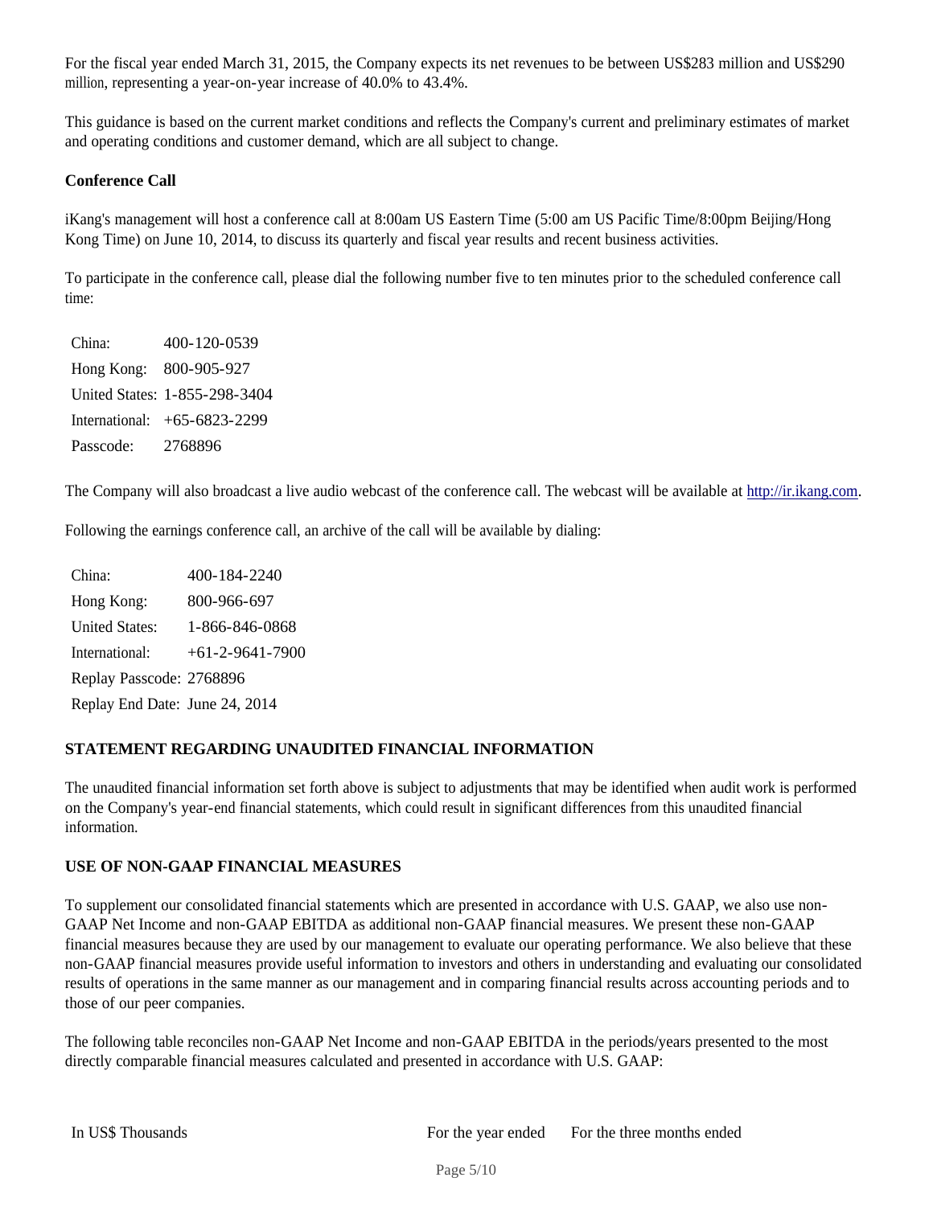For the fiscal year ended March 31, 2015, the Company expects its net revenues to be between US$283 million and US$290 million, representing a year-on-year increase of 40.0% to 43.4%.

This guidance is based on the current market conditions and reflects the Company's current and preliminary estimates of market and operating conditions and customer demand, which are all subject to change.

**Conference Call**

iKang's management will host a conference call at 8:00am US Eastern Time (5:00 am US Pacific Time/8:00pm Beijing/Hong Kong Time) on June 10, 2014, to discuss its quarterly and fiscal year results and recent business activities.

To participate in the conference call, please dial the following number five to ten minutes prior to the scheduled conference call time:

| | |
|---|---|
| China: | 400-120-0539 |
| Hong Kong: | 800-905-927 |
| United States: | 1-855-298-3404 |
| International: | +65-6823-2299 |
| Passcode: | 2768896 |

The Company will also broadcast a live audio webcast of the conference call. The webcast will be available at http://ir.ikang.com.

Following the earnings conference call, an archive of the call will be available by dialing:

| | |
|---|---|
| China: | 400-184-2240 |
| Hong Kong: | 800-966-697 |
| United States: | 1-866-846-0868 |
| International: | +61-2-9641-7900 |
| Replay Passcode: | 2768896 |
| Replay End Date: | June 24, 2014 |

**STATEMENT REGARDING UNAUDITED FINANCIAL INFORMATION**

The unaudited financial information set forth above is subject to adjustments that may be identified when audit work is performed on the Company's year-end financial statements, which could result in significant differences from this unaudited financial information.

**USE OF NON-GAAP FINANCIAL MEASURES**

To supplement our consolidated financial statements which are presented in accordance with U.S. GAAP, we also use non-GAAP Net Income and non-GAAP EBITDA as additional non-GAAP financial measures. We present these non-GAAP financial measures because they are used by our management to evaluate our operating performance. We also believe that these non-GAAP financial measures provide useful information to investors and others in understanding and evaluating our consolidated results of operations in the same manner as our management and in comparing financial results across accounting periods and to those of our peer companies.

The following table reconciles non-GAAP Net Income and non-GAAP EBITDA in the periods/years presented to the most directly comparable financial measures calculated and presented in accordance with U.S. GAAP:

| In US$ Thousands | For the year ended | For the three months ended |
|---|---|---|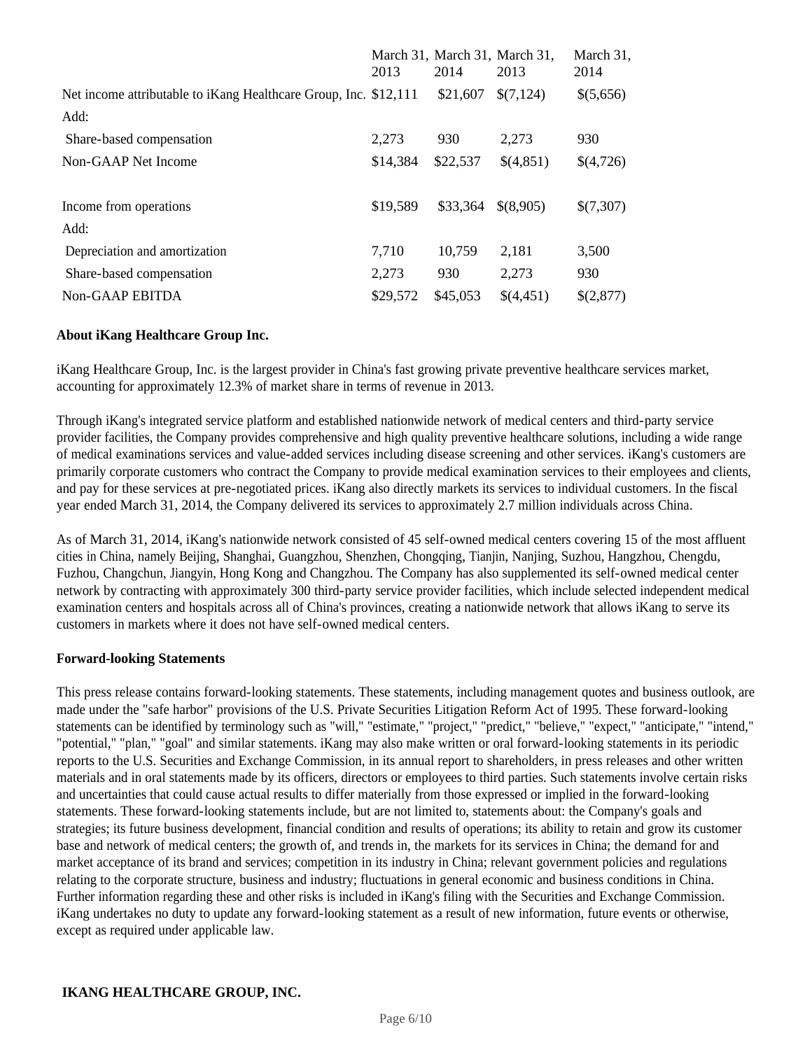| | March 31, 2013 | March 31, 2014 | March 31, 2013 | March 31, 2014 |
|---|---|---|---|---|
| Net income attributable to iKang Healthcare Group, Inc. | $12,111 | $21,607 | $(7,124) | $(5,656) |
| Add: | | | | |
| Share-based compensation | 2,273 | 930 | 2,273 | 930 |
| Non-GAAP Net Income | $14,384 | $22,537 | $(4,851) | $(4,726) |
| | | | | |
| Income from operations | $19,589 | $33,364 | $(8,905) | $(7,307) |
| Add: | | | | |
| Depreciation and amortization | 7,710 | 10,759 | 2,181 | 3,500 |
| Share-based compensation | 2,273 | 930 | 2,273 | 930 |
| Non-GAAP EBITDA | $29,572 | $45,053 | $(4,451) | $(2,877) |

**About iKang Healthcare Group Inc.**

iKang Healthcare Group, Inc. is the largest provider in China's fast growing private preventive healthcare services market, accounting for approximately 12.3% of market share in terms of revenue in 2013.

Through iKang's integrated service platform and established nationwide network of medical centers and third-party service provider facilities, the Company provides comprehensive and high quality preventive healthcare solutions, including a wide range of medical examinations services and value-added services including disease screening and other services. iKang's customers are primarily corporate customers who contract the Company to provide medical examination services to their employees and clients, and pay for these services at pre-negotiated prices. iKang also directly markets its services to individual customers. In the fiscal year ended March 31, 2014, the Company delivered its services to approximately 2.7 million individuals across China.

As of March 31, 2014, iKang's nationwide network consisted of 45 self-owned medical centers covering 15 of the most affluent cities in China, namely Beijing, Shanghai, Guangzhou, Shenzhen, Chongqing, Tianjin, Nanjing, Suzhou, Hangzhou, Chengdu, Fuzhou, Changchun, Jiangyin, Hong Kong and Changzhou. The Company has also supplemented its self-owned medical center network by contracting with approximately 300 third-party service provider facilities, which include selected independent medical examination centers and hospitals across all of China's provinces, creating a nationwide network that allows iKang to serve its customers in markets where it does not have self-owned medical centers.

**Forward-looking Statements**

This press release contains forward-looking statements. These statements, including management quotes and business outlook, are made under the "safe harbor" provisions of the U.S. Private Securities Litigation Reform Act of 1995. These forward-looking statements can be identified by terminology such as "will," "estimate," "project," "predict," "believe," "expect," "anticipate," "intend," "potential," "plan," "goal" and similar statements. iKang may also make written or oral forward-looking statements in its periodic reports to the U.S. Securities and Exchange Commission, in its annual report to shareholders, in press releases and other written materials and in oral statements made by its officers, directors or employees to third parties. Such statements involve certain risks and uncertainties that could cause actual results to differ materially from those expressed or implied in the forward-looking statements. These forward-looking statements include, but are not limited to, statements about: the Company's goals and strategies; its future business development, financial condition and results of operations; its ability to retain and grow its customer base and network of medical centers; the growth of, and trends in, the markets for its services in China; the demand for and market acceptance of its brand and services; competition in its industry in China; relevant government policies and regulations relating to the corporate structure, business and industry; fluctuations in general economic and business conditions in China. Further information regarding these and other risks is included in iKang's filing with the Securities and Exchange Commission. iKang undertakes no duty to update any forward-looking statement as a result of new information, future events or otherwise, except as required under applicable law.

**IKANG HEALTHCARE GROUP, INC.**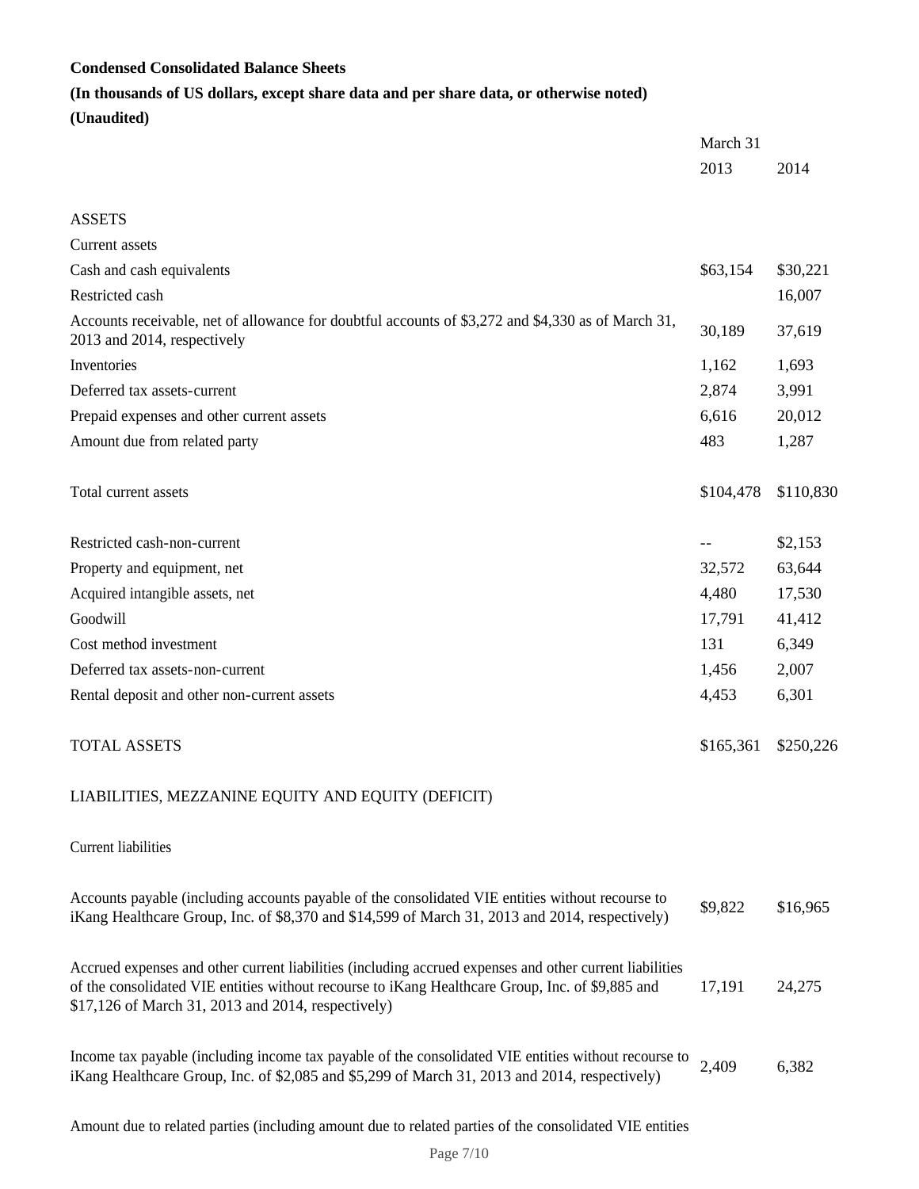**Condensed Consolidated Balance Sheets**

**(In thousands of US dollars, except share data and per share data, or otherwise noted)**

**(Unaudited)**

| | March 31 | |
|---|---|---|
| | 2013 | 2014 |
| ASSETS | | |
| Current assets | | |
| Cash and cash equivalents | $63,154 | $30,221 |
| Restricted cash | | 16,007 |
| Accounts receivable, net of allowance for doubtful accounts of $3,272 and $4,330 as of March 31, 2013 and 2014, respectively | 30,189 | 37,619 |
| Inventories | 1,162 | 1,693 |
| Deferred tax assets-current | 2,874 | 3,991 |
| Prepaid expenses and other current assets | 6,616 | 20,012 |
| Amount due from related party | 483 | 1,287 |
| Total current assets | $104,478 | $110,830 |
| Restricted cash-non-current | -- | $2,153 |
| Property and equipment, net | 32,572 | 63,644 |
| Acquired intangible assets, net | 4,480 | 17,530 |
| Goodwill | 17,791 | 41,412 |
| Cost method investment | 131 | 6,349 |
| Deferred tax assets-non-current | 1,456 | 2,007 |
| Rental deposit and other non-current assets | 4,453 | 6,301 |
| TOTAL ASSETS | $165,361 | $250,226 |
| LIABILITIES, MEZZANINE EQUITY AND EQUITY (DEFICIT) | | |
| Current liabilities | | |
| Accounts payable (including accounts payable of the consolidated VIE entities without recourse to iKang Healthcare Group, Inc. of $8,370 and $14,599 of March 31, 2013 and 2014, respectively) | $9,822 | $16,965 |
| Accrued expenses and other current liabilities (including accrued expenses and other current liabilities of the consolidated VIE entities without recourse to iKang Healthcare Group, Inc. of $9,885 and $17,126 of March 31, 2013 and 2014, respectively) | 17,191 | 24,275 |
| Income tax payable (including income tax payable of the consolidated VIE entities without recourse to iKang Healthcare Group, Inc. of $2,085 and $5,299 of March 31, 2013 and 2014, respectively) | 2,409 | 6,382 |
| Amount due to related parties (including amount due to related parties of the consolidated VIE entities | | |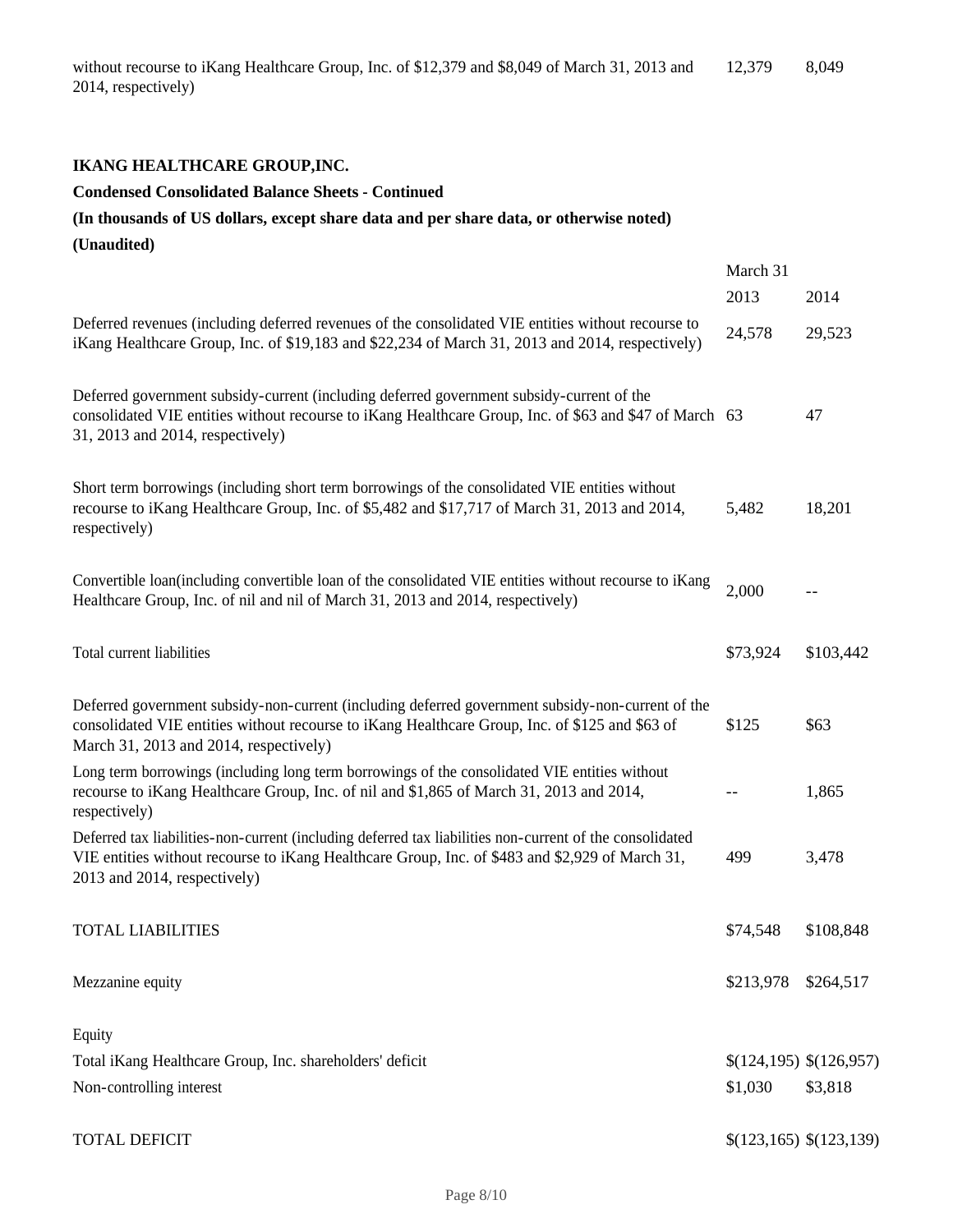| | | |
|---|---|---|
| without recourse to iKang Healthcare Group, Inc. of $12,379 and $8,049 of March 31, 2013 and 2014, respectively) | 12,379 | 8,049 |

**IKANG HEALTHCARE GROUP,INC.**

**Condensed Consolidated Balance Sheets - Continued**

**(In thousands of US dollars, except share data and per share data, or otherwise noted)**

**(Unaudited)**

| | March 31 | |
|---|---|---|
| | 2013 | 2014 |
| Deferred revenues (including deferred revenues of the consolidated VIE entities without recourse to iKang Healthcare Group, Inc. of $19,183 and $22,234 of March 31, 2013 and 2014, respectively) | 24,578 | 29,523 |
| Deferred government subsidy-current (including deferred government subsidy-current of the consolidated VIE entities without recourse to iKang Healthcare Group, Inc. of $63 and $47 of March 31, 2013 and 2014, respectively) | 63 | 47 |
| Short term borrowings (including short term borrowings of the consolidated VIE entities without recourse to iKang Healthcare Group, Inc. of $5,482 and $17,717 of March 31, 2013 and 2014, respectively) | 5,482 | 18,201 |
| Convertible loan(including convertible loan of the consolidated VIE entities without recourse to iKang Healthcare Group, Inc. of nil and nil of March 31, 2013 and 2014, respectively) | 2,000 | -- |
| Total current liabilities | $73,924 | $103,442 |
| Deferred government subsidy-non-current (including deferred government subsidy-non-current of the consolidated VIE entities without recourse to iKang Healthcare Group, Inc. of $125 and $63 of March 31, 2013 and 2014, respectively) | $125 | $63 |
| Long term borrowings (including long term borrowings of the consolidated VIE entities without recourse to iKang Healthcare Group, Inc. of nil and $1,865 of March 31, 2013 and 2014, respectively) | -- | 1,865 |
| Deferred tax liabilities-non-current (including deferred tax liabilities non-current of the consolidated VIE entities without recourse to iKang Healthcare Group, Inc. of $483 and $2,929 of March 31, 2013 and 2014, respectively) | 499 | 3,478 |
| TOTAL LIABILITIES | $74,548 | $108,848 |
| Mezzanine equity | $213,978 | $264,517 |
| Equity | | |
| Total iKang Healthcare Group, Inc. shareholders' deficit | $(124,195) | $(126,957) |
| Non-controlling interest | $1,030 | $3,818 |
| TOTAL DEFICIT | $(123,165) | $(123,139) |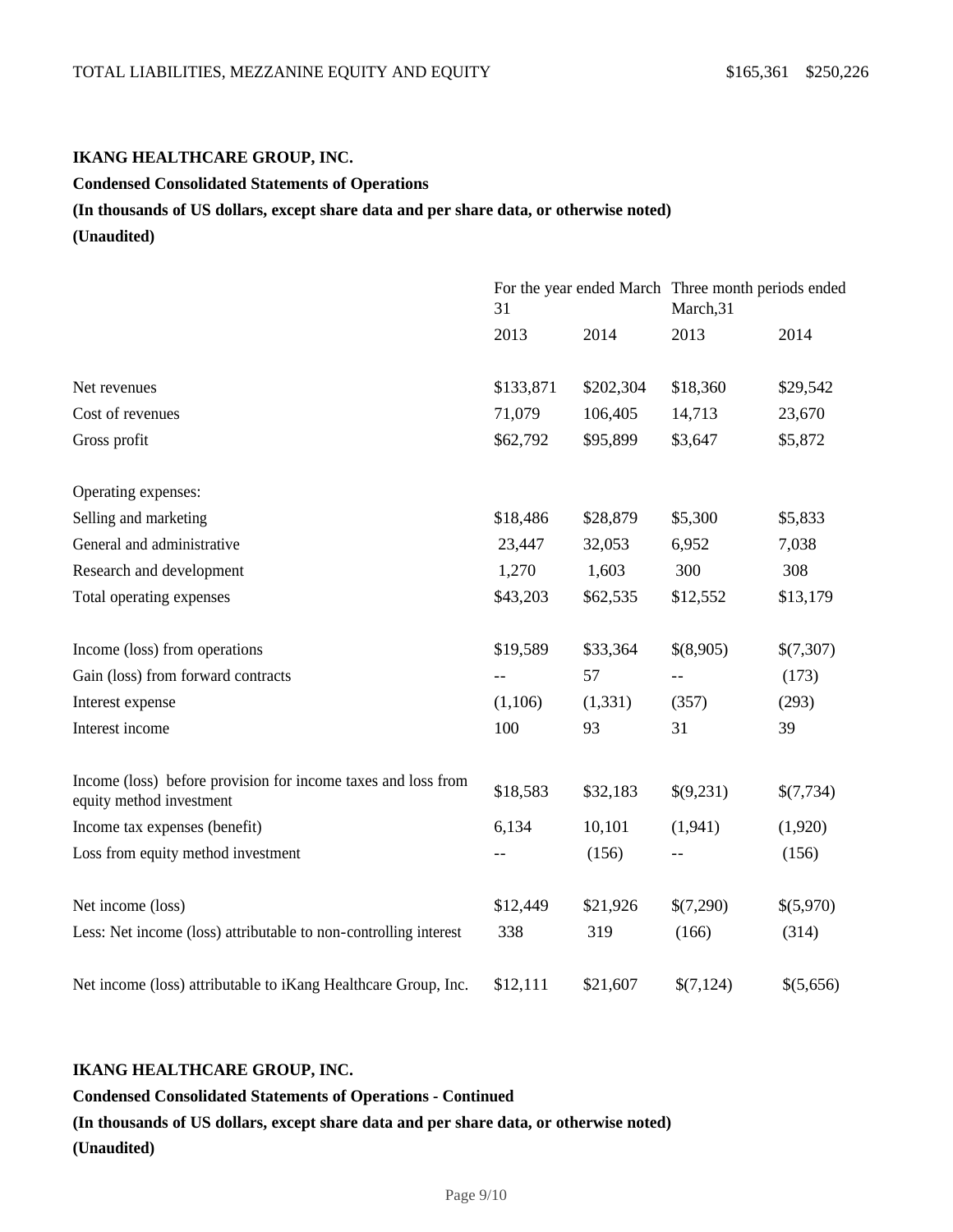TOTAL LIABILITIES, MEZZANINE EQUITY AND EQUITY $165,361 $250,226

**IKANG HEALTHCARE GROUP, INC.**

**Condensed Consolidated Statements of Operations**

**(In thousands of US dollars, except share data and per share data, or otherwise noted)**

**(Unaudited)**

| | For the year ended March 31 | | Three month periods ended March,31 | |
|---|---|---|---|---|
| | 2013 | 2014 | 2013 | 2014 |
| Net revenues | $133,871 | $202,304 | $18,360 | $29,542 |
| Cost of revenues | 71,079 | 106,405 | 14,713 | 23,670 |
| Gross profit | $62,792 | $95,899 | $3,647 | $5,872 |
| Operating expenses: | | | | |
| Selling and marketing | $18,486 | $28,879 | $5,300 | $5,833 |
| General and administrative | 23,447 | 32,053 | 6,952 | 7,038 |
| Research and development | 1,270 | 1,603 | 300 | 308 |
| Total operating expenses | $43,203 | $62,535 | $12,552 | $13,179 |
| Income (loss) from operations | $19,589 | $33,364 | $(8,905) | $(7,307) |
| Gain (loss) from forward contracts | -- | 57 | -- | (173) |
| Interest expense | (1,106) | (1,331) | (357) | (293) |
| Interest income | 100 | 93 | 31 | 39 |
| Income (loss) before provision for income taxes and loss from equity method investment | $18,583 | $32,183 | $(9,231) | $(7,734) |
| Income tax expenses (benefit) | 6,134 | 10,101 | (1,941) | (1,920) |
| Loss from equity method investment | -- | (156) | -- | (156) |
| Net income (loss) | $12,449 | $21,926 | $(7,290) | $(5,970) |
| Less: Net income (loss) attributable to non-controlling interest | 338 | 319 | (166) | (314) |
| Net income (loss) attributable to iKang Healthcare Group, Inc. | $12,111 | $21,607 | $(7,124) | $(5,656) |

**IKANG HEALTHCARE GROUP, INC.**

**Condensed Consolidated Statements of Operations - Continued**

**(In thousands of US dollars, except share data and per share data, or otherwise noted)**

**(Unaudited)**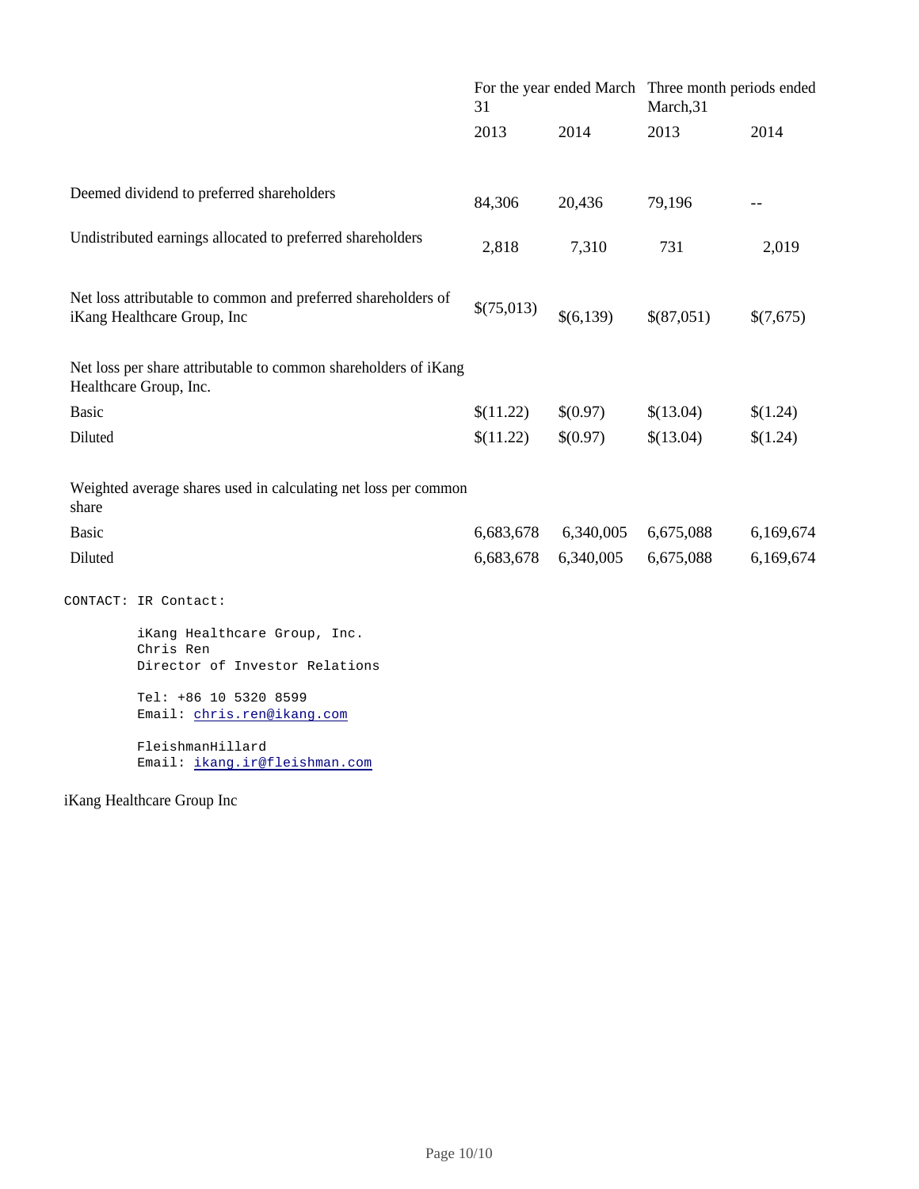| | For the year ended March 31 | | Three month periods ended March,31 | |
|---|---|---|---|---|
| | 2013 | 2014 | 2013 | 2014 |
| Deemed dividend to preferred shareholders | 84,306 | 20,436 | 79,196 | -- |
| Undistributed earnings allocated to preferred shareholders | 2,818 | 7,310 | 731 | 2,019 |
| Net loss attributable to common and preferred shareholders of iKang Healthcare Group, Inc | $(75,013) | $(6,139) | $(87,051) | $(7,675) |
| Net loss per share attributable to common shareholders of iKang Healthcare Group, Inc. | | | | |
| Basic | $(11.22) | $(0.97) | $(13.04) | $(1.24) |
| Diluted | $(11.22) | $(0.97) | $(13.04) | $(1.24) |
| Weighted average shares used in calculating net loss per common share | | | | |
| Basic | 6,683,678 | 6,340,005 | 6,675,088 | 6,169,674 |
| Diluted | 6,683,678 | 6,340,005 | 6,675,088 | 6,169,674 |

CONTACT: IR Contact:

iKang Healthcare Group, Inc.
Chris Ren
Director of Investor Relations

Tel: +86 10 5320 8599
Email: chris.ren@ikang.com

FleishmanHillard
Email: ikang.ir@fleishman.com

iKang Healthcare Group Inc